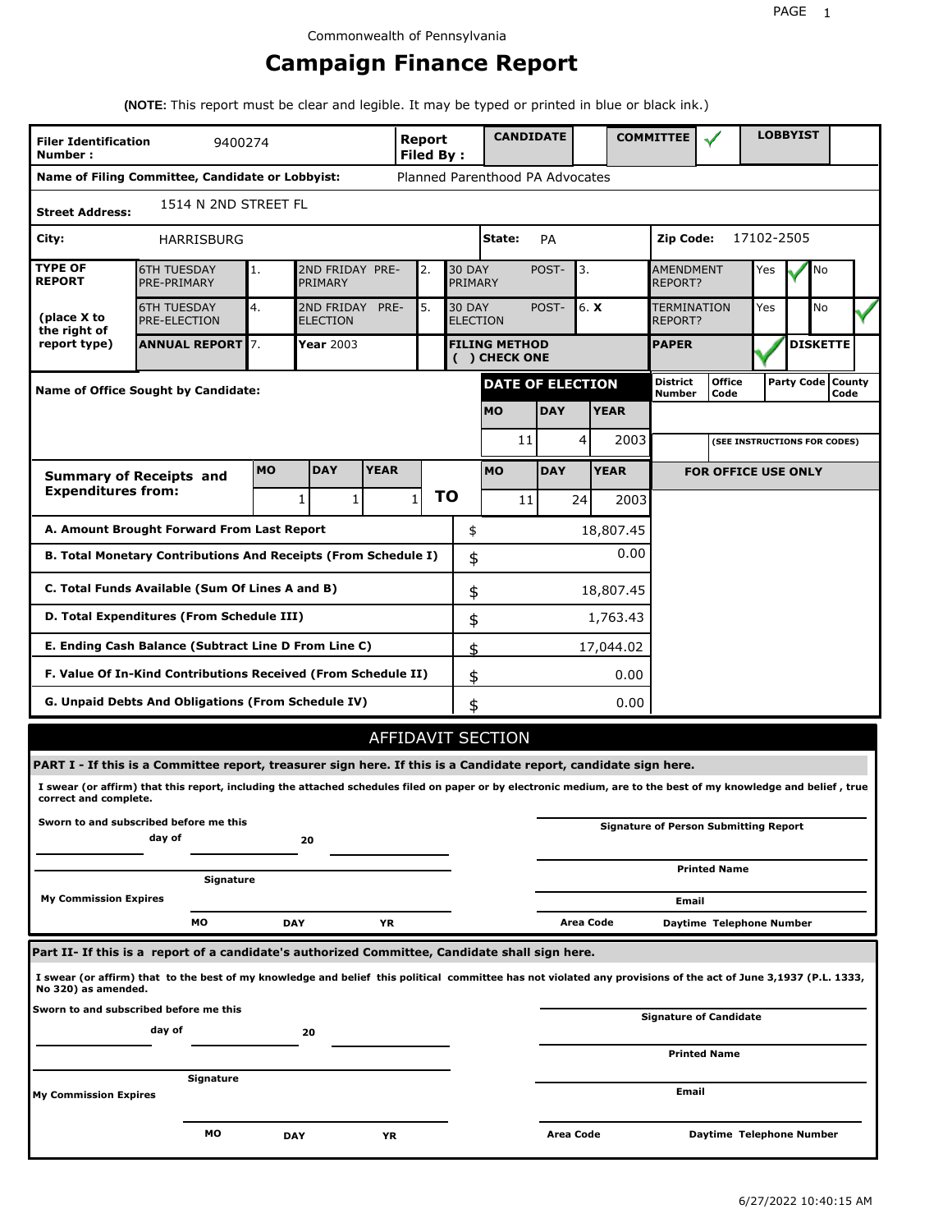Commonwealth of Pennsylvania

# Campaign Finance Report

**(NOTE:** This report must be clear and legible. It may be typed or printed in blue or black ink.)

| **Filer Identification Number :** | 9400274 | **Report Filed By :** | **CANDIDATE** | | **COMMITTEE** | ✓ | **LOBBYIST** | |
|---|---|---|---|---|---|---|---|---|

**Name of Filing Committee, Candidate or Lobbyist:** Planned Parenthood PA Advocates

**Street Address:** 1514 N 2ND STREET FL

**City:** HARRISBURG **State:** PA **Zip Code:** 17102-2505

| **TYPE OF REPORT** (place X to the right of report type) | | | | | | | | |
|---|---|---|---|---|---|---|---|---|
| 6TH TUESDAY PRE-PRIMARY | 1. | 2ND FRIDAY PRE-PRIMARY | 2. | 30 DAY POST-PRIMARY | 3. | AMENDMENT REPORT? | Yes ✓ | No |
| 6TH TUESDAY PRE-ELECTION | 4. | 2ND FRIDAY PRE-ELECTION | 5. | 30 DAY POST-ELECTION | 6. **X** | TERMINATION REPORT? | Yes | No ✓ |
| **ANNUAL REPORT** | 7. | **Year** 2003 | | **FILING METHOD ( ) CHECK ONE** | | **PAPER** ✓ | | **DISKETTE** |

**Name of Office Sought by Candidate:**

| **DATE OF ELECTION** | | |
|---|---|---|
| **MO** | **DAY** | **YEAR** |
| 11 | 4 | 2003 |

| **District Number** | **Office Code** | **Party Code** | **County Code** |
|---|---|---|---|
| | | | |

**(SEE INSTRUCTIONS FOR CODES)**

| **Summary of Receipts and Expenditures from:** | **MO** | **DAY** | **YEAR** | | **MO** | **DAY** | **YEAR** |
|---|---|---|---|---|---|---|---|
| | 1 | 1 | 1 | **TO** | 11 | 24 | 2003 |

**FOR OFFICE USE ONLY**

| | | |
|---|---|---|
| **A. Amount Brought Forward From Last Report** | $ | 18,807.45 |
| **B. Total Monetary Contributions And Receipts (From Schedule I)** | $ | 0.00 |
| **C. Total Funds Available (Sum Of Lines A and B)** | $ | 18,807.45 |
| **D. Total Expenditures (From Schedule III)** | $ | 1,763.43 |
| **E. Ending Cash Balance (Subtract Line D From Line C)** | $ | 17,044.02 |
| **F. Value Of In-Kind Contributions Received (From Schedule II)** | $ | 0.00 |
| **G. Unpaid Debts And Obligations (From Schedule IV)** | $ | 0.00 |

## AFFIDAVIT SECTION

**PART I - If this is a Committee report, treasurer sign here. If this is a Candidate report, candidate sign here.**

**I swear (or affirm) that this report, including the attached schedules filed on paper or by electronic medium, are to the best of my knowledge and belief , true correct and complete.**

**Sworn to and subscribed before me this ______ day of ______ 20 ______**

**Signature**

**My Commission Expires** **MO** **DAY** **YR**

**Signature of Person Submitting Report**

**Printed Name**

**Email**

**Area Code** **Daytime Telephone Number**

**Part II- If this is a report of a candidate's authorized Committee, Candidate shall sign here.**

**I swear (or affirm) that to the best of my knowledge and belief this political committee has not violated any provisions of the act of June 3,1937 (P.L. 1333, No 320) as amended.**

**Sworn to and subscribed before me this ______ day of ______ 20 ______**

**Signature**

**My Commission Expires** **MO** **DAY** **YR**

**Signature of Candidate**

**Printed Name**

**Email**

**Area Code** **Daytime Telephone Number**

6/27/2022 10:40:15 AM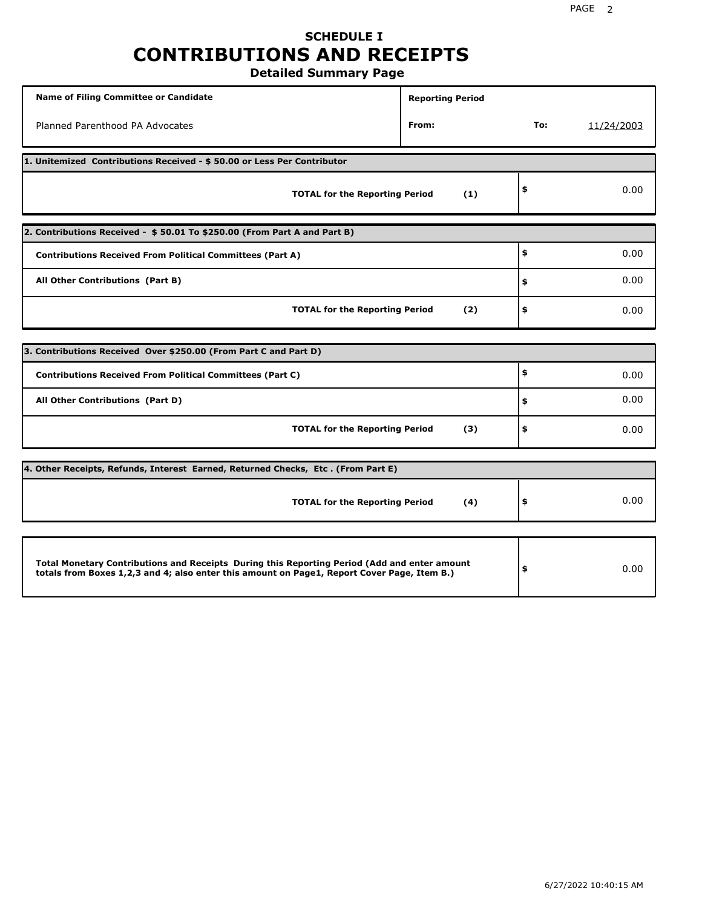# SCHEDULE I
# CONTRIBUTIONS AND RECEIPTS
## Detailed Summary Page

| Name of Filing Committee or Candidate | Reporting Period | |
|---|---|---|
| Planned Parenthood PA Advocates | From: | To: 11/24/2003 |

**1. Unitemized Contributions Received - $ 50.00 or Less Per Contributor**

| | |
|---|---|
| **TOTAL for the Reporting Period (1)** | $ 0.00 |

**2. Contributions Received - $ 50.01 To $250.00 (From Part A and Part B)**

| | |
|---|---|
| **Contributions Received From Political Committees (Part A)** | $ 0.00 |
| **All Other Contributions (Part B)** | $ 0.00 |
| **TOTAL for the Reporting Period (2)** | $ 0.00 |

**3. Contributions Received Over $250.00 (From Part C and Part D)**

| | |
|---|---|
| **Contributions Received From Political Committees (Part C)** | $ 0.00 |
| **All Other Contributions (Part D)** | $ 0.00 |
| **TOTAL for the Reporting Period (3)** | $ 0.00 |

**4. Other Receipts, Refunds, Interest Earned, Returned Checks, Etc . (From Part E)**

| | |
|---|---|
| **TOTAL for the Reporting Period (4)** | $ 0.00 |

| | |
|---|---|
| **Total Monetary Contributions and Receipts During this Reporting Period (Add and enter amount totals from Boxes 1,2,3 and 4; also enter this amount on Page1, Report Cover Page, Item B.)** | $ 0.00 |

6/27/2022 10:40:15 AM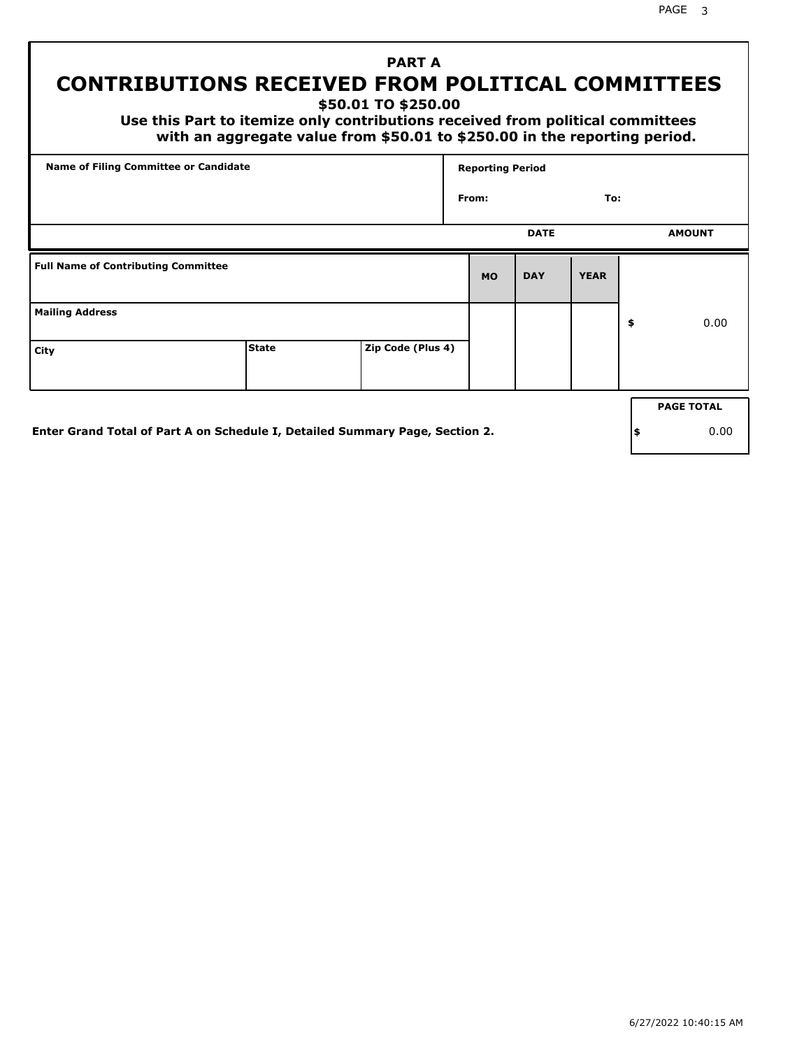# PART A
## CONTRIBUTIONS RECEIVED FROM POLITICAL COMMITTEES
### $50.01 TO $250.00

**Use this Part to itemize only contributions received from political committees with an aggregate value from $50.01 to $250.00 in the reporting period.**

| Name of Filing Committee or Candidate | Reporting Period |
| --- | --- |
| | From: To: |

| Full Name of Contributing Committee | | | DATE | | | AMOUNT |
| --- | --- | --- | --- | --- | --- | --- |
| | | | MO | DAY | YEAR | |
| Mailing Address | | | | | | $ 0.00 |
| City | State | Zip Code (Plus 4) | | | | |

**Enter Grand Total of Part A on Schedule I, Detailed Summary Page, Section 2.**

| PAGE TOTAL |
| --- |
| $ 0.00 |

6/27/2022 10:40:15 AM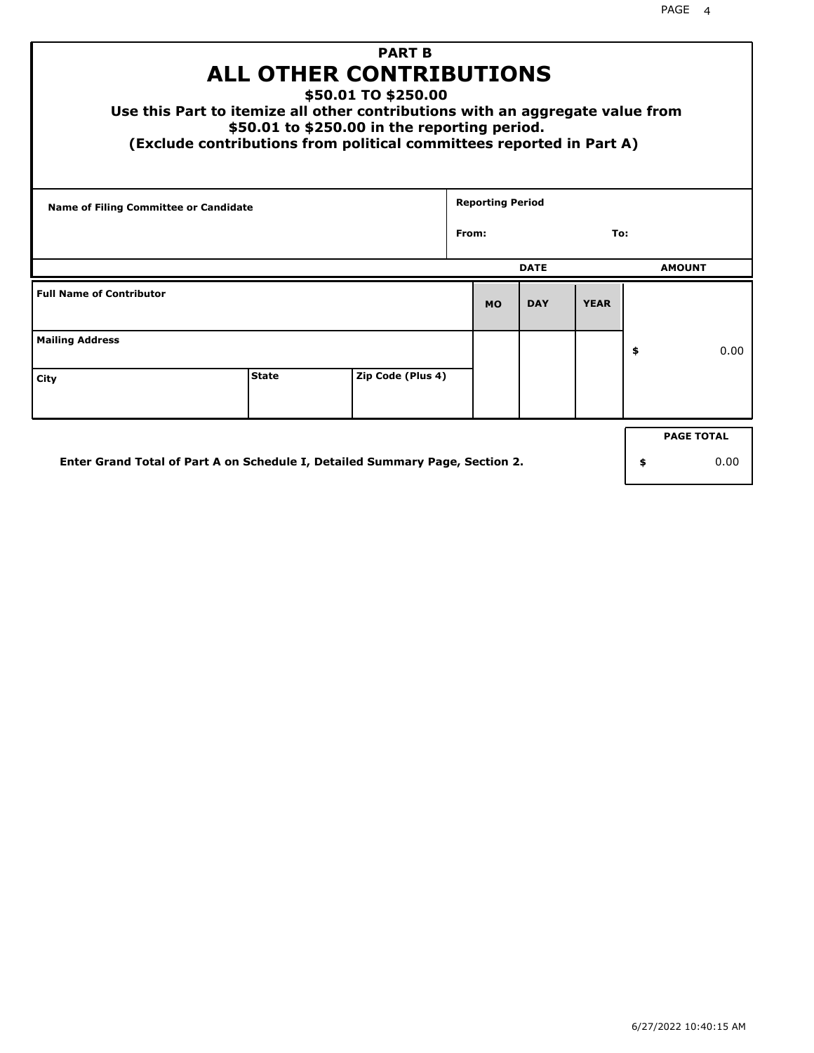## PART B
# ALL OTHER CONTRIBUTIONS
### $50.01 TO $250.00
### Use this Part to itemize all other contributions with an aggregate value from $50.01 to $250.00 in the reporting period.
### (Exclude contributions from political committees reported in Part A)

| Name of Filing Committee or Candidate | Reporting Period | |
|---|---|---|
| | From: | To: |

| Full Name of Contributor | | | DATE MO | DATE DAY | DATE YEAR | AMOUNT |
|---|---|---|---|---|---|---|
| Mailing Address | | | | | | $ 0.00 |
| City | State | Zip Code (Plus 4) | | | | |

| PAGE TOTAL |
|---|
| $ 0.00 |

**Enter Grand Total of Part A on Schedule I, Detailed Summary Page, Section 2.**

6/27/2022 10:40:15 AM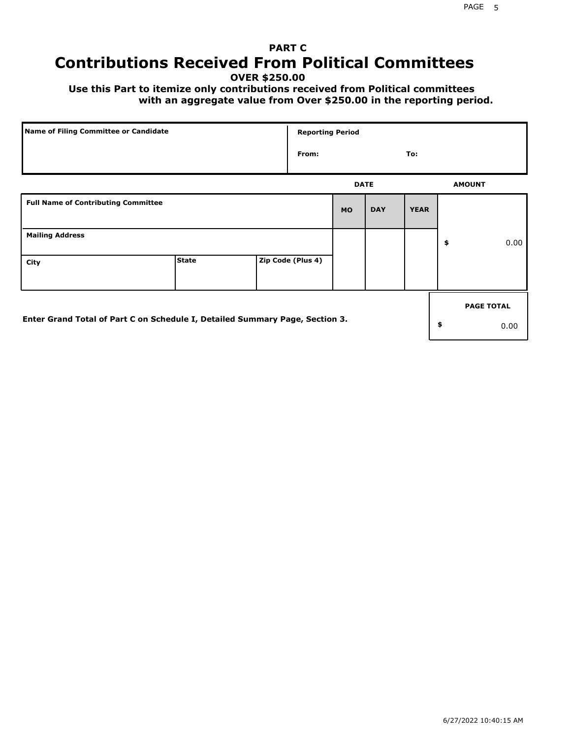**PART C**

# Contributions Received From Political Committees

**OVER $250.00**

**Use this Part to itemize only contributions received from Political committees with an aggregate value from Over $250.00 in the reporting period.**

| Name of Filing Committee or Candidate | Reporting Period |
| --- | --- |
| | From: To: |

| Full Name of Contributing Committee | | | DATE MO | DAY | YEAR | AMOUNT |
| --- | --- | --- | --- | --- | --- | --- |
| Mailing Address | | | | | | $ 0.00 |
| City | State | Zip Code (Plus 4) | | | | |

Enter Grand Total of Part C on Schedule I, Detailed Summary Page, Section 3.

| PAGE TOTAL |
| --- |
| $ 0.00 |

6/27/2022 10:40:15 AM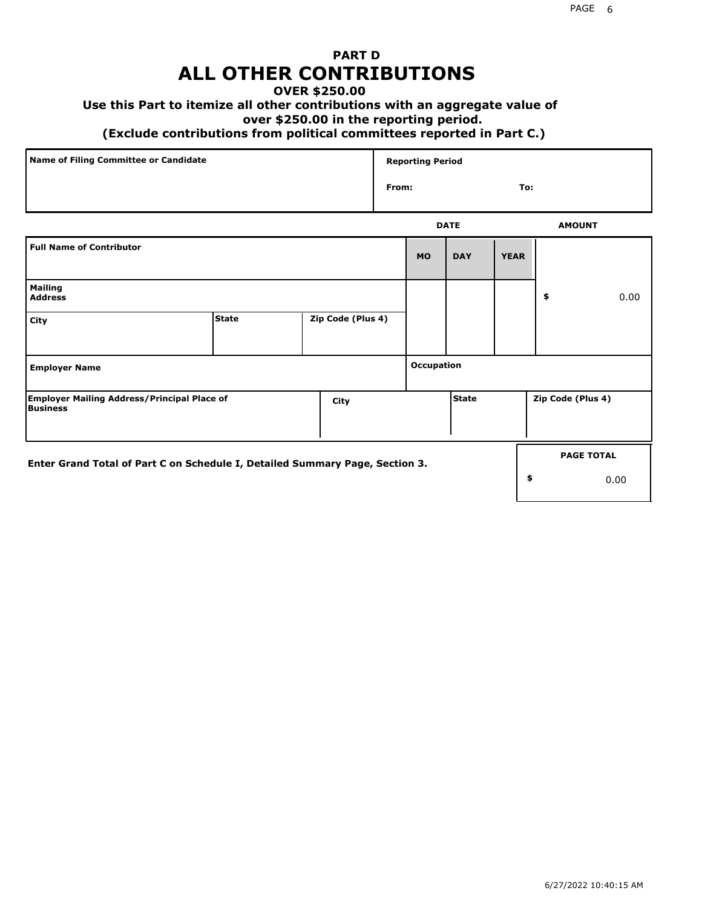# PART D
# ALL OTHER CONTRIBUTIONS

**OVER $250.00**

**Use this Part to itemize all other contributions with an aggregate value of over $250.00 in the reporting period.**

**(Exclude contributions from political committees reported in Part C.)**

| Name of Filing Committee or Candidate | Reporting Period |
|---|---|
| | From: To: |

| Full Name of Contributor | | | DATE MO | DAY | YEAR | AMOUNT |
|---|---|---|---|---|---|---|
| Mailing Address | | | | | | $ 0.00 |
| City | State | Zip Code (Plus 4) | | | | |
| Employer Name | | | Occupation | | | |
| Employer Mailing Address/Principal Place of Business | City | | State | | Zip Code (Plus 4) | |

Enter Grand Total of Part C on Schedule I, Detailed Summary Page, Section 3.

| PAGE TOTAL |
|---|
| $ 0.00 |

6/27/2022 10:40:15 AM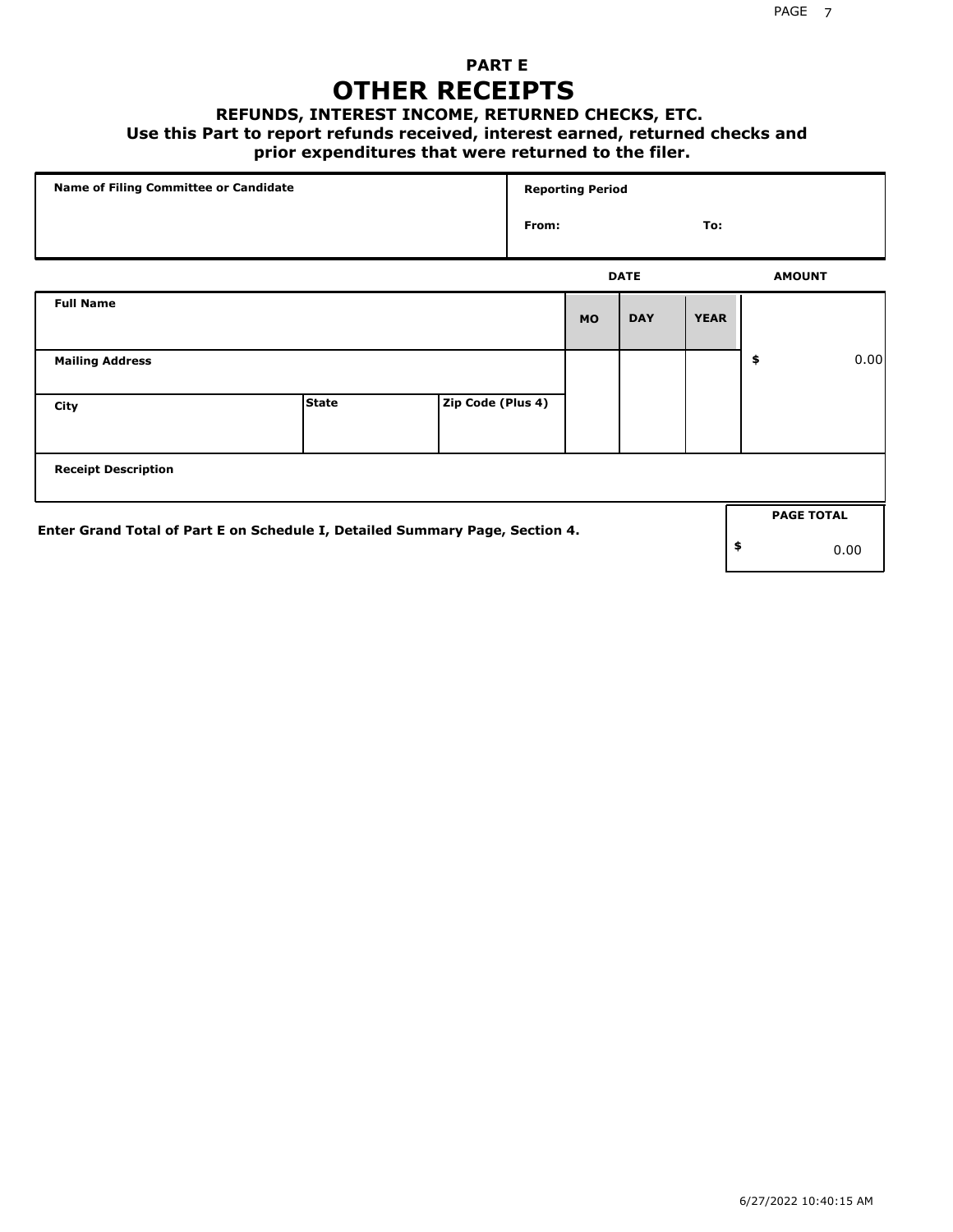# PART E
# OTHER RECEIPTS

### REFUNDS, INTEREST INCOME, RETURNED CHECKS, ETC.

**Use this Part to report refunds received, interest earned, returned checks and prior expenditures that were returned to the filer.**

| Name of Filing Committee or Candidate | Reporting Period |
|---|---|
| | From: To: |

| Full Name | | | DATE | | | AMOUNT |
|---|---|---|---|---|---|---|
| | | | MO | DAY | YEAR | |
| Mailing Address | | | | | | $ 0.00 |
| City | State | Zip Code (Plus 4) | | | | |
| Receipt Description | | | | | | |

Enter Grand Total of Part E on Schedule I, Detailed Summary Page, Section 4.

| PAGE TOTAL |
|---|
| $ 0.00 |

6/27/2022 10:40:15 AM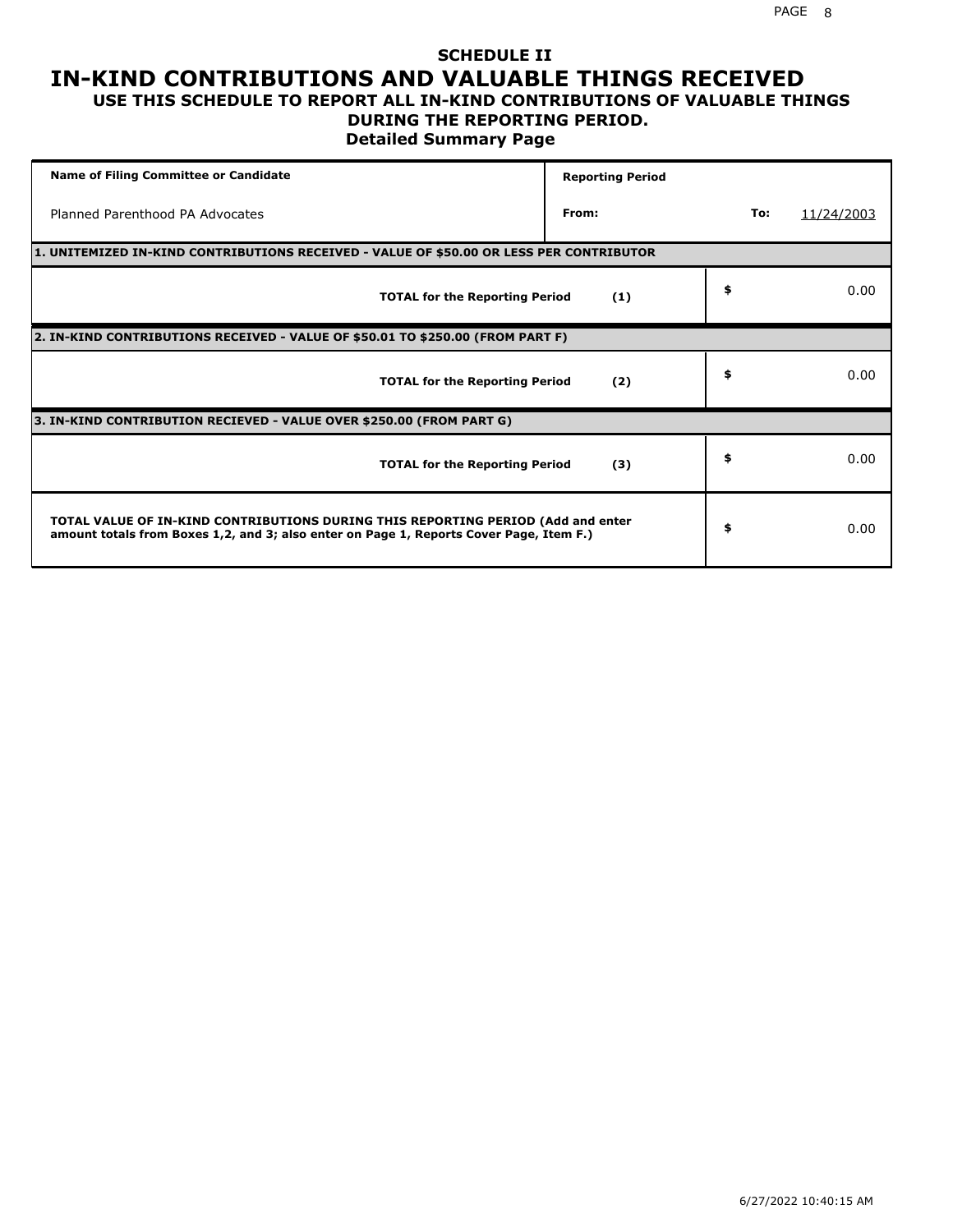# SCHEDULE II
# IN-KIND CONTRIBUTIONS AND VALUABLE THINGS RECEIVED
## USE THIS SCHEDULE TO REPORT ALL IN-KIND CONTRIBUTIONS OF VALUABLE THINGS DURING THE REPORTING PERIOD.
### Detailed Summary Page

| Name of Filing Committee or Candidate | Reporting Period | | |
|---|---|---|---|
| Planned Parenthood PA Advocates | From: | To: | 11/24/2003 |

| **1. UNITEMIZED IN-KIND CONTRIBUTIONS RECEIVED - VALUE OF $50.00 OR LESS PER CONTRIBUTOR** | |
|---|---|
| **TOTAL for the Reporting Period (1)** | $ 0.00 |
| **2. IN-KIND CONTRIBUTIONS RECEIVED - VALUE OF $50.01 TO $250.00 (FROM PART F)** | |
| **TOTAL for the Reporting Period (2)** | $ 0.00 |
| **3. IN-KIND CONTRIBUTION RECIEVED - VALUE OVER $250.00 (FROM PART G)** | |
| **TOTAL for the Reporting Period (3)** | $ 0.00 |
| **TOTAL VALUE OF IN-KIND CONTRIBUTIONS DURING THIS REPORTING PERIOD (Add and enter amount totals from Boxes 1,2, and 3; also enter on Page 1, Reports Cover Page, Item F.)** | $ 0.00 |

6/27/2022 10:40:15 AM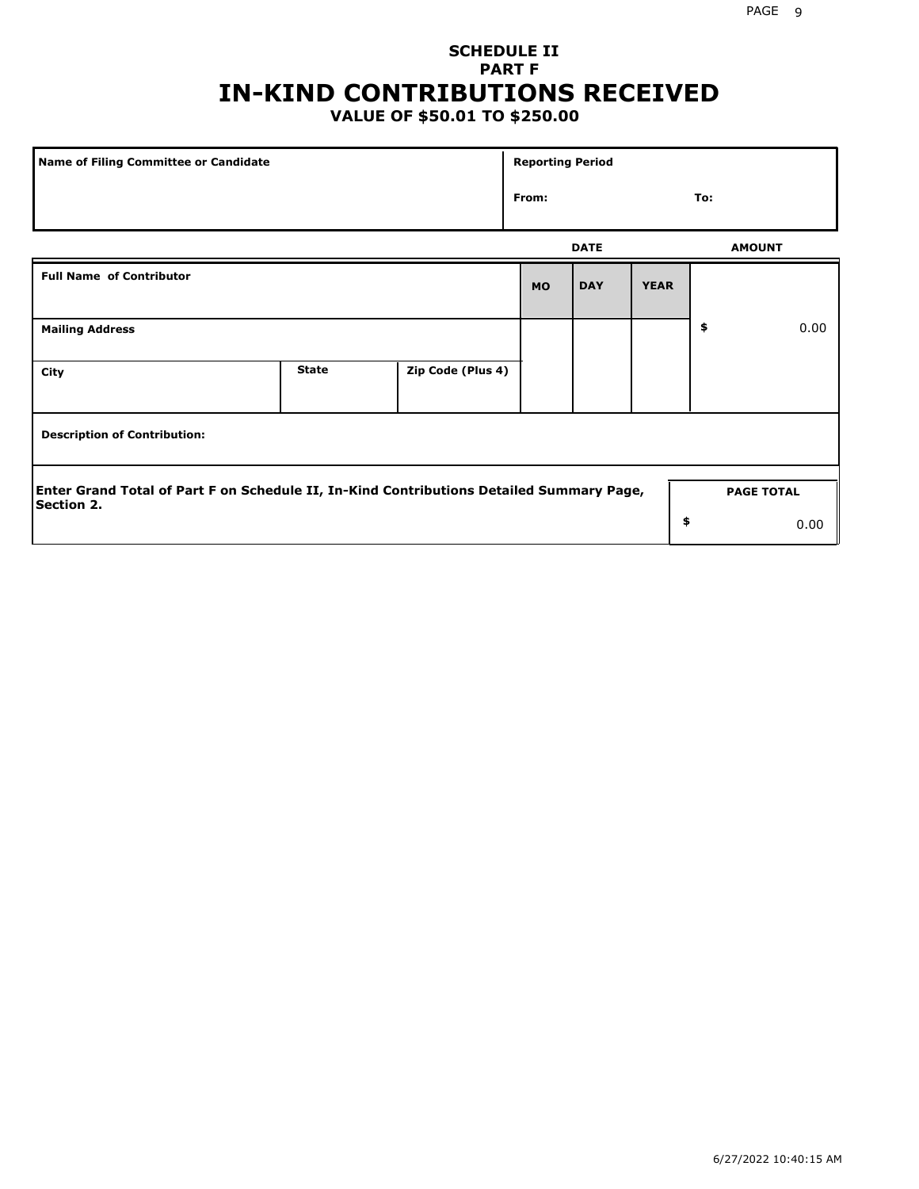**SCHEDULE II**
**PART F**

# IN-KIND CONTRIBUTIONS RECEIVED

**VALUE OF $50.01 TO $250.00**

| Name of Filing Committee or Candidate | Reporting Period | |
|---|---|---|
| | From: | To: |

| Full Name of Contributor | | | DATE | | | AMOUNT |
|---|---|---|---|---|---|---|
| | | | MO | DAY | YEAR | |
| Mailing Address | | | | | | $ 0.00 |
| City | State | Zip Code (Plus 4) | | | | |
| Description of Contribution: | | | | | | |

| Enter Grand Total of Part F on Schedule II, In-Kind Contributions Detailed Summary Page, Section 2. | PAGE TOTAL |
|---|---|
| | $ 0.00 |

6/27/2022 10:40:15 AM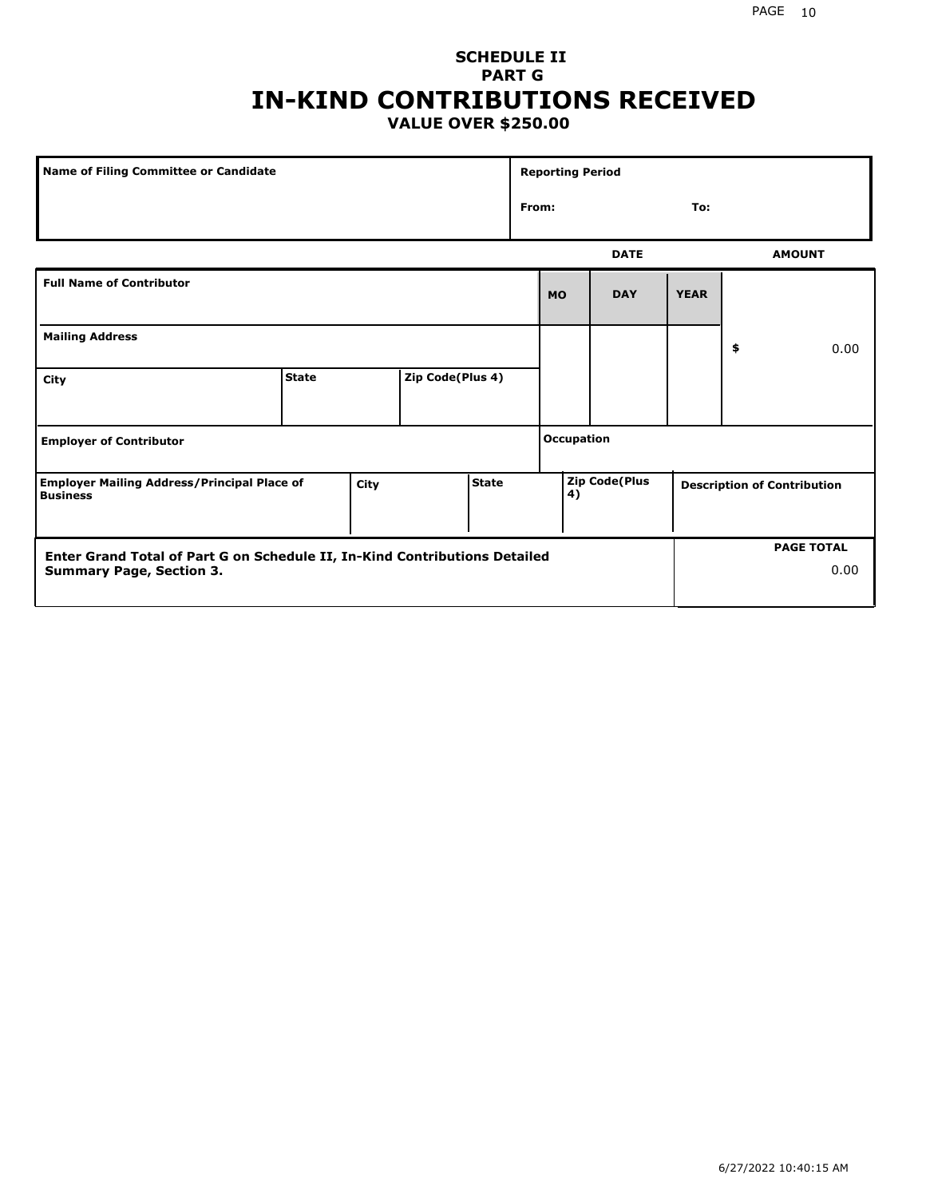**SCHEDULE II**
**PART G**

# IN-KIND CONTRIBUTIONS RECEIVED

**VALUE OVER $250.00**

| Name of Filing Committee or Candidate | Reporting Period |
|---|---|
| | From: To: |

| | | | DATE | | | AMOUNT |
|---|---|---|---|---|---|---|
| **Full Name of Contributor** | | | **MO** | **DAY** | **YEAR** | |
| **Mailing Address** | | | | | | $ 0.00 |
| **City** | **State** | **Zip Code(Plus 4)** | | | | |
| **Employer of Contributor** | | | **Occupation** | | | |
| **Employer Mailing Address/Principal Place of Business** | **City** | **State** | **Zip Code(Plus 4)** | | | **Description of Contribution** |

| **Enter Grand Total of Part G on Schedule II, In-Kind Contributions Detailed Summary Page, Section 3.** | **PAGE TOTAL** 0.00 |
|---|---|

6/27/2022 10:40:15 AM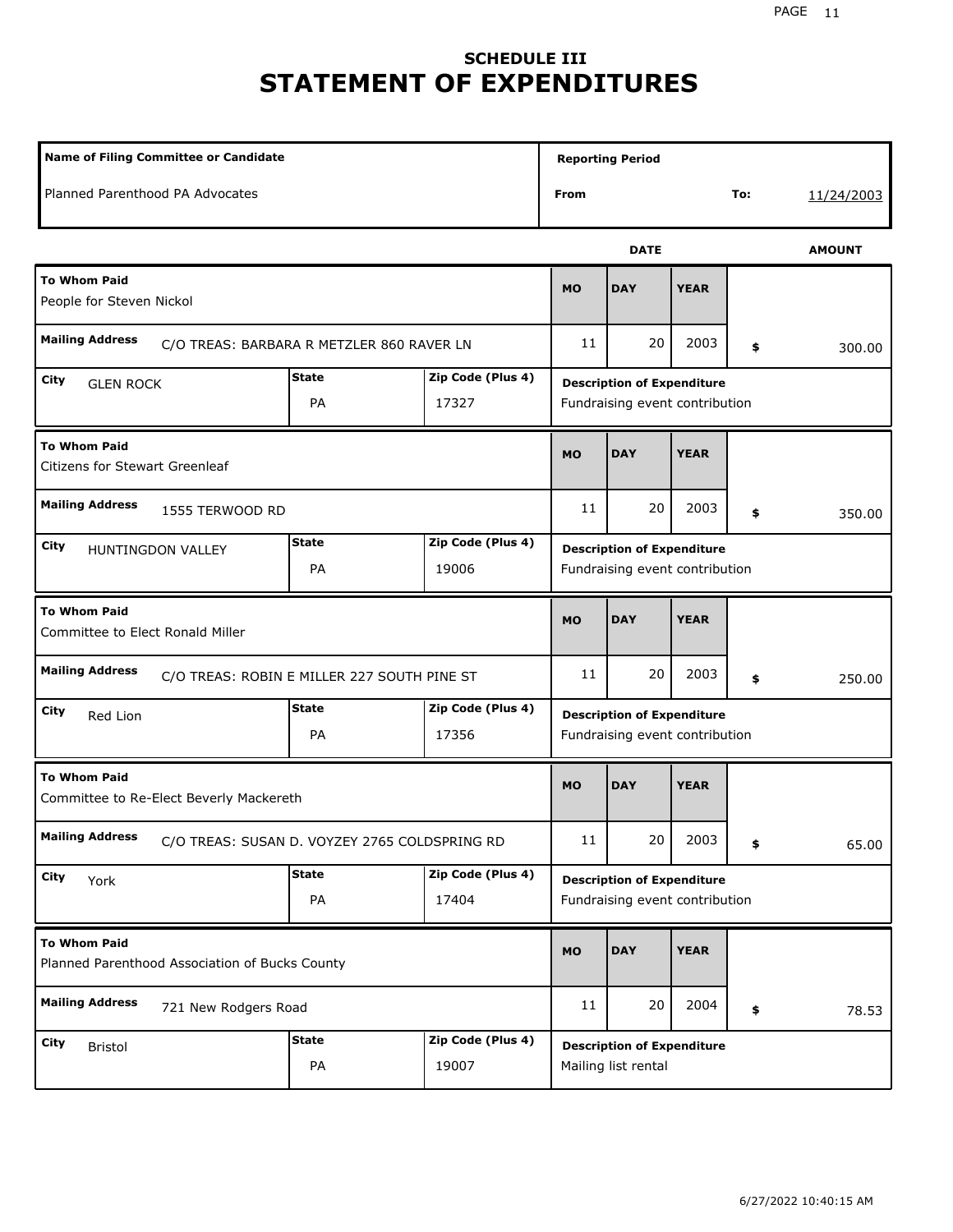## SCHEDULE III
# STATEMENT OF EXPENDITURES

| Name of Filing Committee or Candidate | Reporting Period | |
|---|---|---|
| Planned Parenthood PA Advocates | From | To: 11/24/2003 |

| To Whom Paid | Mailing Address | City | State | Zip Code (Plus 4) | MO | DAY | YEAR | AMOUNT | Description of Expenditure |
|---|---|---|---|---|---|---|---|---|---|
| People for Steven Nickol | C/O TREAS: BARBARA R METZLER 860 RAVER LN | GLEN ROCK | PA | 17327 | 11 | 20 | 2003 | $ 300.00 | Fundraising event contribution |
| Citizens for Stewart Greenleaf | 1555 TERWOOD RD | HUNTINGDON VALLEY | PA | 19006 | 11 | 20 | 2003 | $ 350.00 | Fundraising event contribution |
| Committee to Elect Ronald Miller | C/O TREAS: ROBIN E MILLER 227 SOUTH PINE ST | Red Lion | PA | 17356 | 11 | 20 | 2003 | $ 250.00 | Fundraising event contribution |
| Committee to Re-Elect Beverly Mackereth | C/O TREAS: SUSAN D. VOYZEY 2765 COLDSPRING RD | York | PA | 17404 | 11 | 20 | 2003 | $ 65.00 | Fundraising event contribution |
| Planned Parenthood Association of Bucks County | 721 New Rodgers Road | Bristol | PA | 19007 | 11 | 20 | 2004 | $ 78.53 | Mailing list rental |

6/27/2022 10:40:15 AM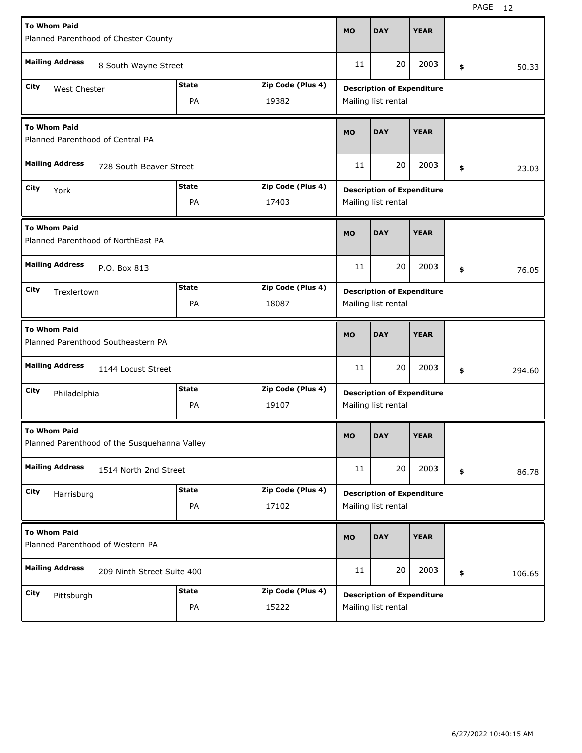| To Whom Paid | Mailing Address | City | State | Zip Code (Plus 4) | MO | DAY | YEAR | Amount | Description of Expenditure |
|---|---|---|---|---|---|---|---|---|---|
| Planned Parenthood of Chester County | 8 South Wayne Street | West Chester | PA | 19382 | 11 | 20 | 2003 | $ 50.33 | Mailing list rental |
| Planned Parenthood of Central PA | 728 South Beaver Street | York | PA | 17403 | 11 | 20 | 2003 | $ 23.03 | Mailing list rental |
| Planned Parenthood of NorthEast PA | P.O. Box 813 | Trexlertown | PA | 18087 | 11 | 20 | 2003 | $ 76.05 | Mailing list rental |
| Planned Parenthood Southeastern PA | 1144 Locust Street | Philadelphia | PA | 19107 | 11 | 20 | 2003 | $ 294.60 | Mailing list rental |
| Planned Parenthood of the Susquehanna Valley | 1514 North 2nd Street | Harrisburg | PA | 17102 | 11 | 20 | 2003 | $ 86.78 | Mailing list rental |
| Planned Parenthood of Western PA | 209 Ninth Street Suite 400 | Pittsburgh | PA | 15222 | 11 | 20 | 2003 | $ 106.65 | Mailing list rental |

6/27/2022 10:40:15 AM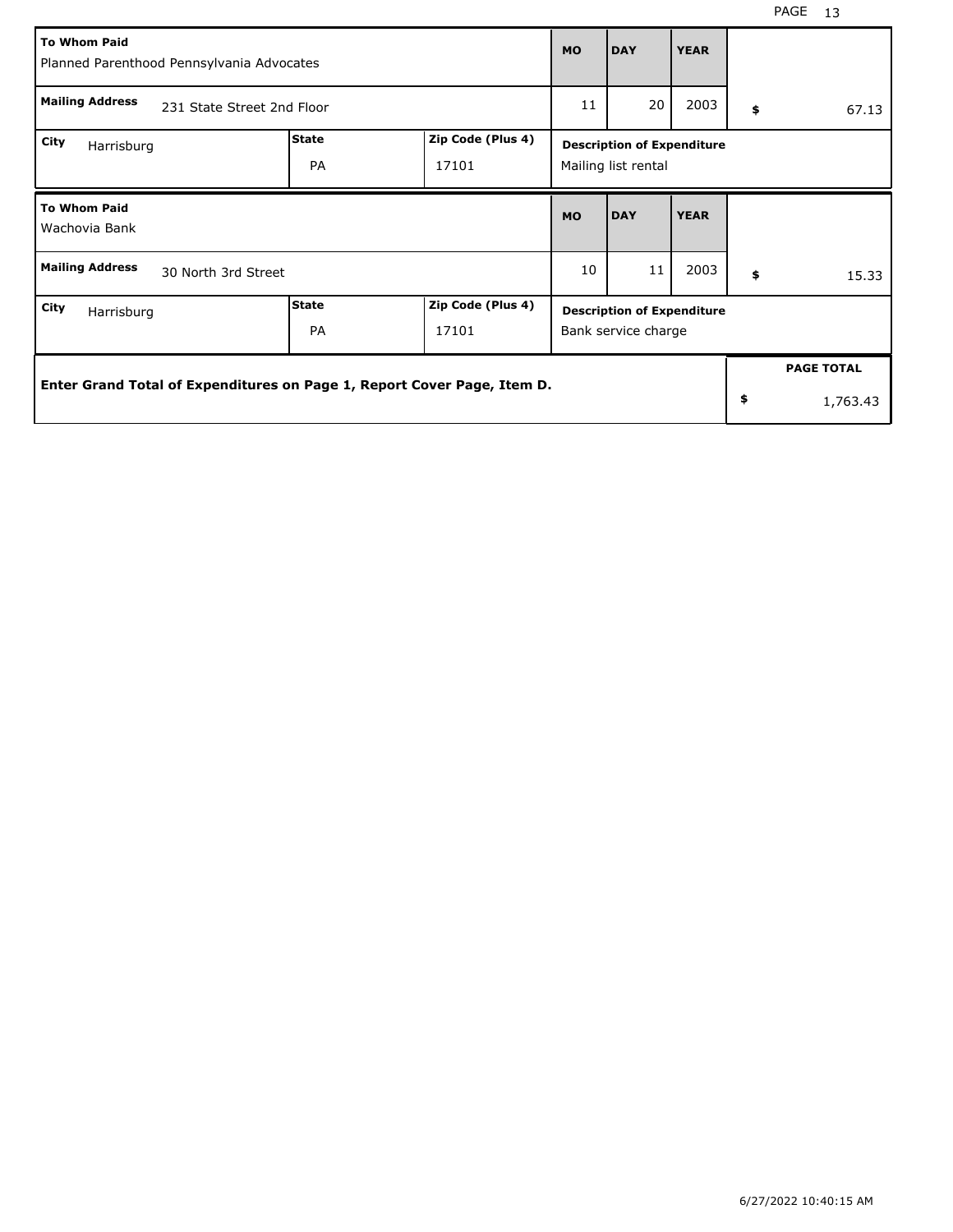| To Whom Paid | | | MO | DAY | YEAR | |
|---|---|---|---|---|---|---|
| Planned Parenthood Pennsylvania Advocates | | | | | | |
| Mailing Address: 231 State Street 2nd Floor | | | 11 | 20 | 2003 | $ 67.13 |
| City: Harrisburg | State: PA | Zip Code (Plus 4): 17101 | Description of Expenditure: Mailing list rental | | | |

| To Whom Paid | | | MO | DAY | YEAR | |
|---|---|---|---|---|---|---|
| Wachovia Bank | | | | | | |
| Mailing Address: 30 North 3rd Street | | | 10 | 11 | 2003 | $ 15.33 |
| City: Harrisburg | State: PA | Zip Code (Plus 4): 17101 | Description of Expenditure: Bank service charge | | | |

| | PAGE TOTAL |
|---|---|
| **Enter Grand Total of Expenditures on Page 1, Report Cover Page, Item D.** | $ 1,763.43 |

6/27/2022 10:40:15 AM